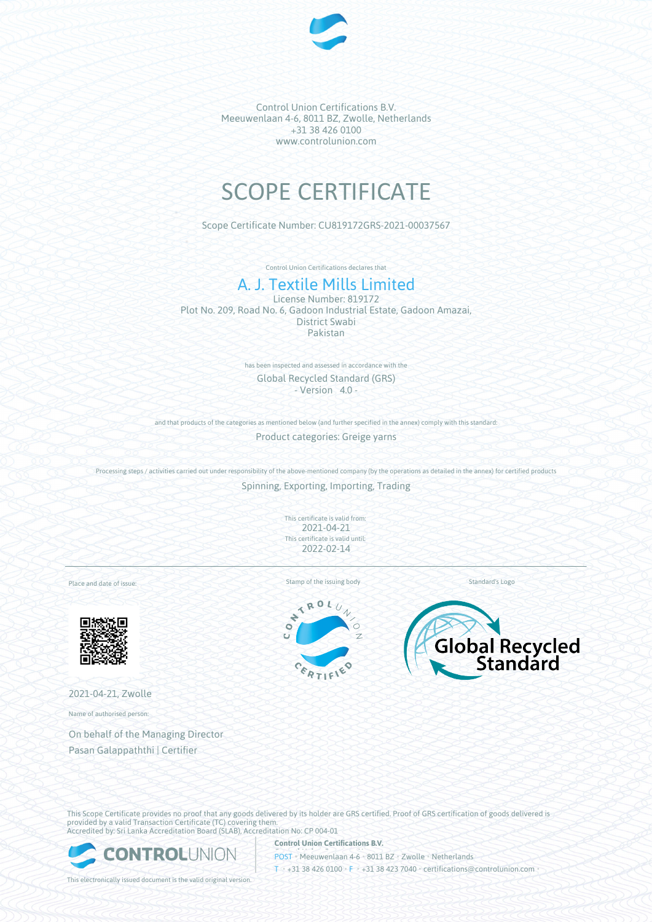Control Union Certifications B.V.
Meeuwenlaan 4-6, 8011 BZ, Zwolle, Netherlands
+31 38 426 0100
www.controlunion.com

# SCOPE CERTIFICATE

Scope Certificate Number: CU819172GRS-2021-00037567

Control Union Certifications declares that

## A. J. Textile Mills Limited

License Number: 819172
Plot No. 209, Road No. 6, Gadoon Industrial Estate, Gadoon Amazai,
District Swabi
Pakistan

has been inspected and assessed in accordance with the

Global Recycled Standard (GRS)
- Version 4.0 -

and that products of the categories as mentioned below (and further specified in the annex) comply with this standard:

Product categories: Greige yarns

Processing steps / activities carried out under responsibility of the above-mentioned company (by the operations as detailed in the annex) for certified products

Spinning, Exporting, Importing, Trading

This certificate is valid from:
2021-04-21
This certificate is valid until:
2022-02-14

Place and date of issue:

Stamp of the issuing body

Standard's Logo

2021-04-21, Zwolle

Name of authorised person:

On behalf of the Managing Director
Pasan Galappaththi | Certifier

This Scope Certificate provides no proof that any goods delivered by its holder are GRS certified. Proof of GRS certification of goods delivered is provided by a valid Transaction Certificate (TC) covering them.
Accredited by: Sri Lanka Accreditation Board (SLAB), Accreditation No: CP 004-01

**Control Union Certifications B.V.**
POST • Meeuwenlaan 4-6 • 8011 BZ • Zwolle • Netherlands
T • +31 38 426 0100 • F • +31 38 423 7040 • certifications@controlunion.com

This electronically issued document is the valid original version.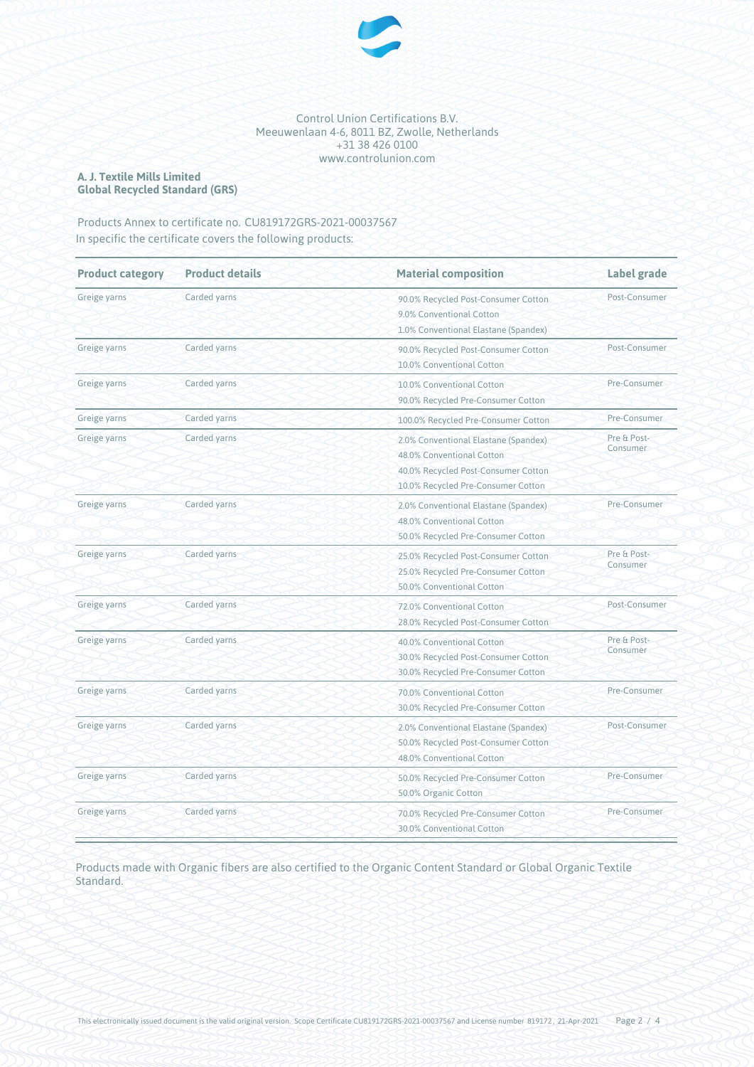Control Union Certifications B.V.
Meeuwenlaan 4-6, 8011 BZ, Zwolle, Netherlands
+31 38 426 0100
www.controlunion.com

**A. J. Textile Mills Limited**
**Global Recycled Standard (GRS)**

Products Annex to certificate no. CU819172GRS-2021-00037567
In specific the certificate covers the following products:

| Product category | Product details | Material composition | Label grade |
|---|---|---|---|
| Greige yarns | Carded yarns | 90.0% Recycled Post-Consumer Cotton<br>9.0% Conventional Cotton<br>1.0% Conventional Elastane (Spandex) | Post-Consumer |
| Greige yarns | Carded yarns | 90.0% Recycled Post-Consumer Cotton<br>10.0% Conventional Cotton | Post-Consumer |
| Greige yarns | Carded yarns | 10.0% Conventional Cotton<br>90.0% Recycled Pre-Consumer Cotton | Pre-Consumer |
| Greige yarns | Carded yarns | 100.0% Recycled Pre-Consumer Cotton | Pre-Consumer |
| Greige yarns | Carded yarns | 2.0% Conventional Elastane (Spandex)<br>48.0% Conventional Cotton<br>40.0% Recycled Post-Consumer Cotton<br>10.0% Recycled Pre-Consumer Cotton | Pre & Post-Consumer |
| Greige yarns | Carded yarns | 2.0% Conventional Elastane (Spandex)<br>48.0% Conventional Cotton<br>50.0% Recycled Pre-Consumer Cotton | Pre-Consumer |
| Greige yarns | Carded yarns | 25.0% Recycled Post-Consumer Cotton<br>25.0% Recycled Pre-Consumer Cotton<br>50.0% Conventional Cotton | Pre & Post-Consumer |
| Greige yarns | Carded yarns | 72.0% Conventional Cotton<br>28.0% Recycled Post-Consumer Cotton | Post-Consumer |
| Greige yarns | Carded yarns | 40.0% Conventional Cotton<br>30.0% Recycled Post-Consumer Cotton<br>30.0% Recycled Pre-Consumer Cotton | Pre & Post-Consumer |
| Greige yarns | Carded yarns | 70.0% Conventional Cotton<br>30.0% Recycled Pre-Consumer Cotton | Pre-Consumer |
| Greige yarns | Carded yarns | 2.0% Conventional Elastane (Spandex)<br>50.0% Recycled Post-Consumer Cotton<br>48.0% Conventional Cotton | Post-Consumer |
| Greige yarns | Carded yarns | 50.0% Recycled Pre-Consumer Cotton<br>50.0% Organic Cotton | Pre-Consumer |
| Greige yarns | Carded yarns | 70.0% Recycled Pre-Consumer Cotton<br>30.0% Conventional Cotton | Pre-Consumer |

Products made with Organic fibers are also certified to the Organic Content Standard or Global Organic Textile Standard.

This electronically issued document is the valid original version. Scope Certificate CU819172GRS-2021-00037567 and License number 819172, 21-Apr-2021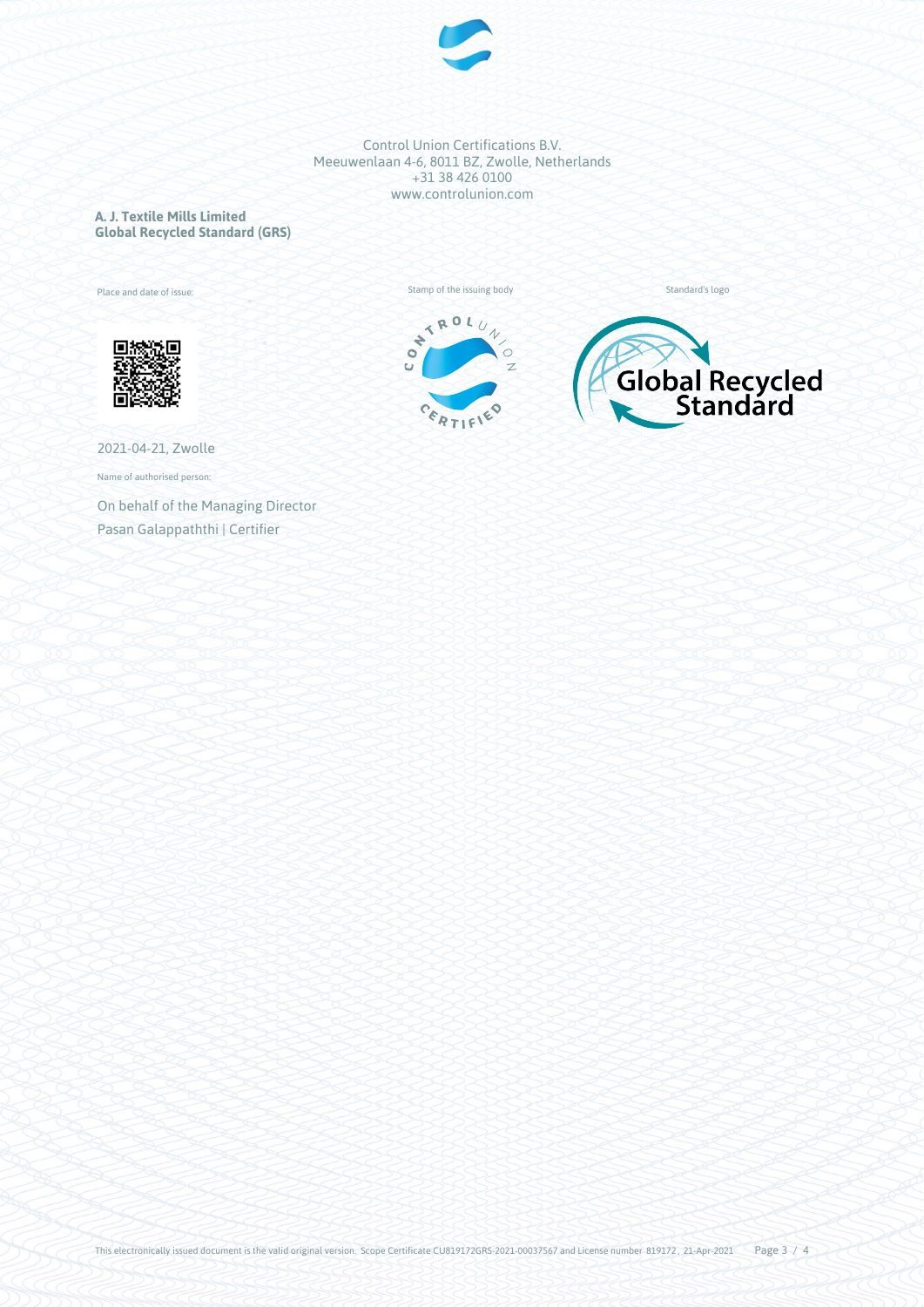Control Union Certifications B.V.
Meeuwenlaan 4-6, 8011 BZ, Zwolle, Netherlands
+31 38 426 0100
www.controlunion.com

**A. J. Textile Mills Limited**
**Global Recycled Standard (GRS)**

Place and date of issue:

2021-04-21, Zwolle

Name of authorised person:

On behalf of the Managing Director
Pasan Galappaththi | Certifier

Stamp of the issuing body

Standard's logo

This electronically issued document is the valid original version. Scope Certificate CU819172GRS-2021-00037567 and License number 819172 , 21-Apr-2021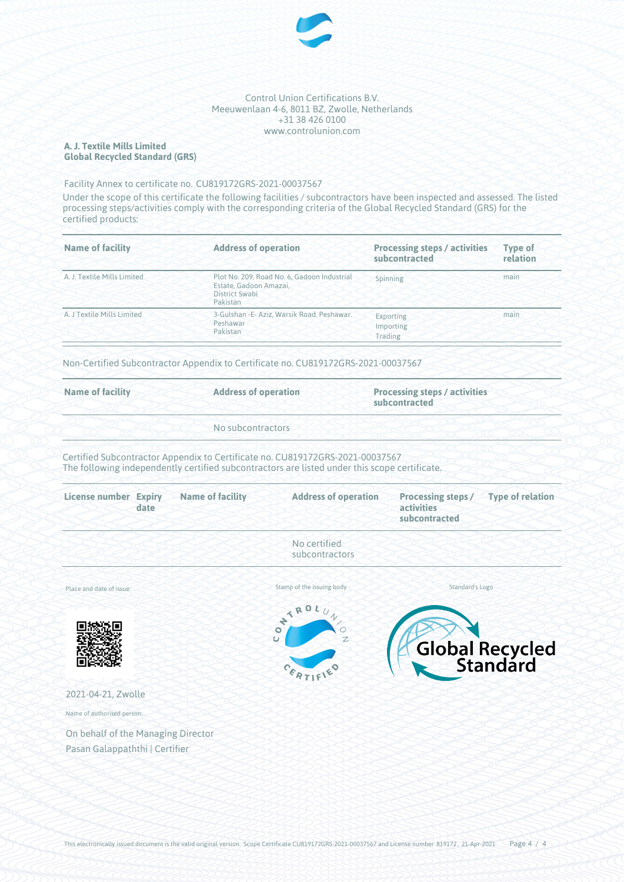Control Union Certifications B.V.
Meeuwenlaan 4-6, 8011 BZ, Zwolle, Netherlands
+31 38 426 0100
www.controlunion.com

**A. J. Textile Mills Limited**
**Global Recycled Standard (GRS)**

Facility Annex to certificate no. CU819172GRS-2021-00037567

Under the scope of this certificate the following facilities / subcontractors have been inspected and assessed. The listed processing steps/activities comply with the corresponding criteria of the Global Recycled Standard (GRS) for the certified products:

| Name of facility | Address of operation | Processing steps / activities subcontracted | Type of relation |
|---|---|---|---|
| A. J. Textile Mills Limited | Plot No. 209, Road No. 6, Gadoon Industrial Estate, Gadoon Amazai, District Swabi Pakistan | Spinning | main |
| A. J Textile Mills Limited | 3-Gulshan -E- Aziz, Warsik Road. Peshawar. Peshawar Pakistan | Exporting Importing Trading | main |

Non-Certified Subcontractor Appendix to Certificate no. CU819172GRS-2021-00037567

| Name of facility | Address of operation | Processing steps / activities subcontracted |
|---|---|---|
| | No subcontractors | |

Certified Subcontractor Appendix to Certificate no. CU819172GRS-2021-00037567
The following independently certified subcontractors are listed under this scope certificate.

| License number | Expiry date | Name of facility | Address of operation | Processing steps / activities subcontracted | Type of relation |
|---|---|---|---|---|---|
| | | | No certified subcontractors | | |

Place and date of issue:

2021-04-21, Zwolle

Stamp of the issuing body

Standard's Logo

Name of authorised person:

On behalf of the Managing Director
Pasan Galappaththi | Certifier

This electronically issued document is the valid original version. Scope Certificate CU819172GRS-2021-00037567 and License number 819172, 21-Apr-2021